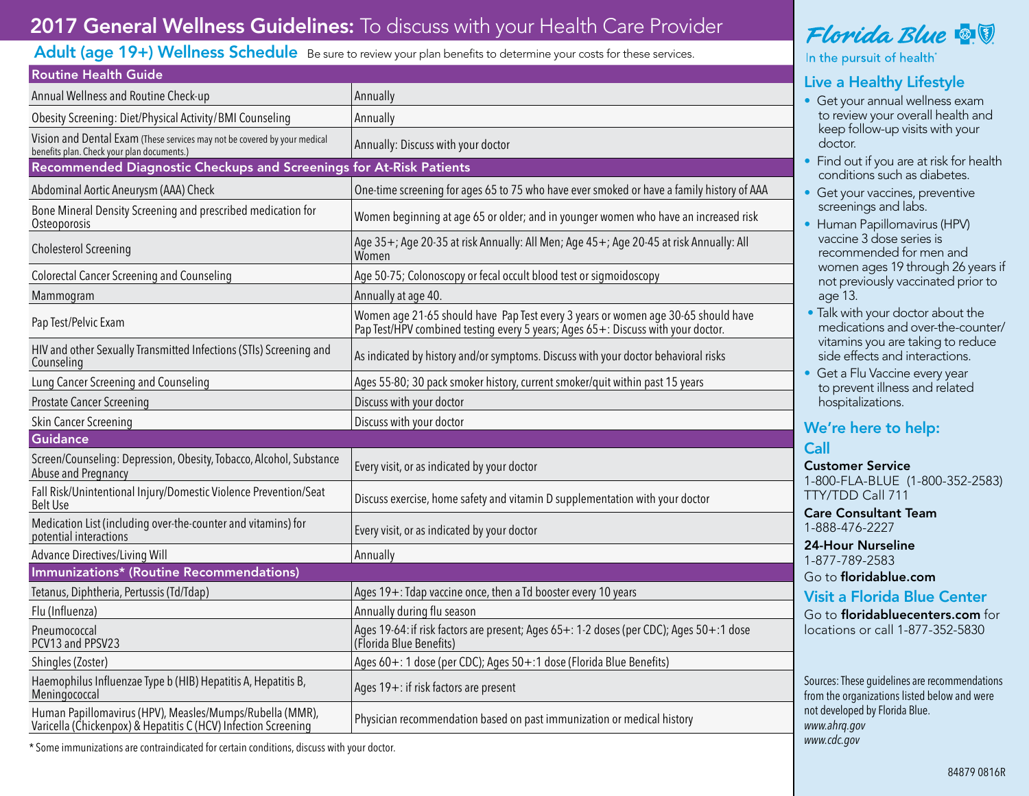# 2017 General Wellness Guidelines: To discuss with your Health Care Provider

## Adult (age 19+) Wellness Schedule

Be sure to review your plan benefits to determine your costs for these services.

| Routine Health Guide | |
|---|---|
| Annual Wellness and Routine Check-up | Annually |
| Obesity Screening: Diet/Physical Activity/BMI Counseling | Annually |
| Vision and Dental Exam (These services may not be covered by your medical benefits plan. Check your plan documents.) | Annually: Discuss with your doctor |
| **Recommended Diagnostic Checkups and Screenings for At-Risk Patients** | |
| Abdominal Aortic Aneurysm (AAA) Check | One-time screening for ages 65 to 75 who have ever smoked or have a family history of AAA |
| Bone Mineral Density Screening and prescribed medication for Osteoporosis | Women beginning at age 65 or older; and in younger women who have an increased risk |
| Cholesterol Screening | Age 35+; Age 20-35 at risk Annually: All Men; Age 45+; Age 20-45 at risk Annually: All Women |
| Colorectal Cancer Screening and Counseling | Age 50-75; Colonoscopy or fecal occult blood test or sigmoidoscopy |
| Mammogram | Annually at age 40. |
| Pap Test/Pelvic Exam | Women age 21-65 should have Pap Test every 3 years or women age 30-65 should have Pap Test/HPV combined testing every 5 years; Ages 65+: Discuss with your doctor. |
| HIV and other Sexually Transmitted Infections (STIs) Screening and Counseling | As indicated by history and/or symptoms. Discuss with your doctor behavioral risks |
| Lung Cancer Screening and Counseling | Ages 55-80; 30 pack smoker history, current smoker/quit within past 15 years |
| Prostate Cancer Screening | Discuss with your doctor |
| Skin Cancer Screening | Discuss with your doctor |
| **Guidance** | |
| Screen/Counseling: Depression, Obesity, Tobacco, Alcohol, Substance Abuse and Pregnancy | Every visit, or as indicated by your doctor |
| Fall Risk/Unintentional Injury/Domestic Violence Prevention/Seat Belt Use | Discuss exercise, home safety and vitamin D supplementation with your doctor |
| Medication List (including over-the-counter and vitamins) for potential interactions | Every visit, or as indicated by your doctor |
| Advance Directives/Living Will | Annually |
| **Immunizations\* (Routine Recommendations)** | |
| Tetanus, Diphtheria, Pertussis (Td/Tdap) | Ages 19+: Tdap vaccine once, then a Td booster every 10 years |
| Flu (Influenza) | Annually during flu season |
| Pneumococcal PCV13 and PPSV23 | Ages 19-64: if risk factors are present; Ages 65+: 1-2 doses (per CDC); Ages 50+:1 dose (Florida Blue Benefits) |
| Shingles (Zoster) | Ages 60+: 1 dose (per CDC); Ages 50+:1 dose (Florida Blue Benefits) |
| Haemophilus Influenzae Type b (HIB) Hepatitis A, Hepatitis B, Meningococcal | Ages 19+: if risk factors are present |
| Human Papillomavirus (HPV), Measles/Mumps/Rubella (MMR), Varicella (Chickenpox) & Hepatitis C (HCV) Infection Screening | Physician recommendation based on past immunization or medical history |

\* Some immunizations are contraindicated for certain conditions, discuss with your doctor.

**Florida Blue**

In the pursuit of health®

## Live a Healthy Lifestyle

- Get your annual wellness exam to review your overall health and keep follow-up visits with your doctor.
- Find out if you are at risk for health conditions such as diabetes.
- Get your vaccines, preventive screenings and labs.
- Human Papillomavirus (HPV) vaccine 3 dose series is recommended for men and women ages 19 through 26 years if not previously vaccinated prior to age 13.
- Talk with your doctor about the medications and over-the-counter/vitamins you are taking to reduce side effects and interactions.
- Get a Flu Vaccine every year to prevent illness and related hospitalizations.

## We're here to help:

### Call

**Customer Service**
1-800-FLA-BLUE (1-800-352-2583)
TTY/TDD Call 711

**Care Consultant Team**
1-888-476-2227

**24-Hour Nurseline**
1-877-789-2583

Go to **floridablue.com**

## Visit a Florida Blue Center

Go to **floridabluecenters.com** for locations or call 1-877-352-5830

Sources: These guidelines are recommendations from the organizations listed below and were not developed by Florida Blue.
*www.ahrq.gov*
*www.cdc.gov*

84879 0816R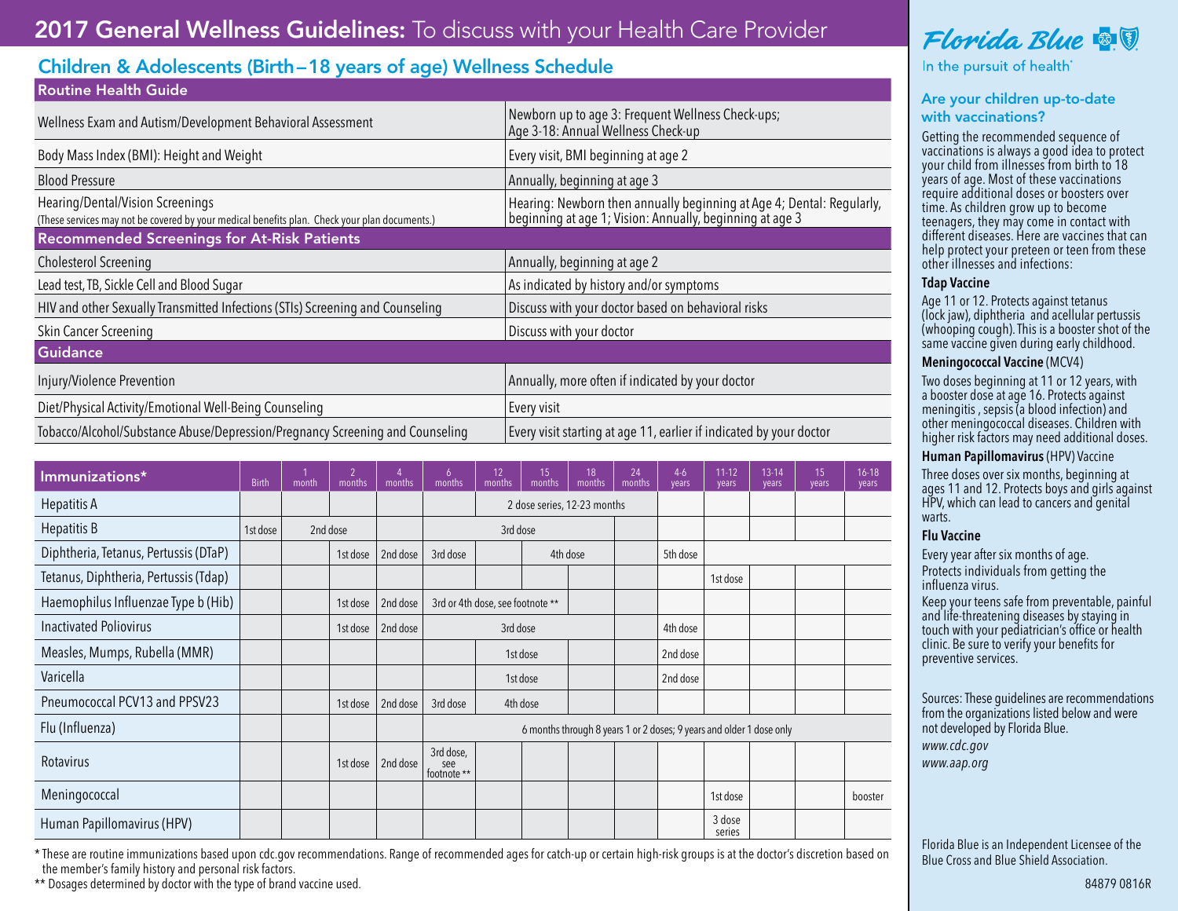# 2017 General Wellness Guidelines: To discuss with your Health Care Provider

## Children & Adolescents (Birth–18 years of age) Wellness Schedule

| Routine Health Guide | |
|---|---|
| Wellness Exam and Autism/Development Behavioral Assessment | Newborn up to age 3: Frequent Wellness Check-ups; Age 3-18: Annual Wellness Check-up |
| Body Mass Index (BMI): Height and Weight | Every visit, BMI beginning at age 2 |
| Blood Pressure | Annually, beginning at age 3 |
| Hearing/Dental/Vision Screenings (These services may not be covered by your medical benefits plan. Check your plan documents.) | Hearing: Newborn then annually beginning at Age 4; Dental: Regularly, beginning at age 1; Vision: Annually, beginning at age 3 |
| **Recommended Screenings for At-Risk Patients** | |
| Cholesterol Screening | Annually, beginning at age 2 |
| Lead test, TB, Sickle Cell and Blood Sugar | As indicated by history and/or symptoms |
| HIV and other Sexually Transmitted Infections (STIs) Screening and Counseling | Discuss with your doctor based on behavioral risks |
| Skin Cancer Screening | Discuss with your doctor |
| **Guidance** | |
| Injury/Violence Prevention | Annually, more often if indicated by your doctor |
| Diet/Physical Activity/Emotional Well-Being Counseling | Every visit |
| Tobacco/Alcohol/Substance Abuse/Depression/Pregnancy Screening and Counseling | Every visit starting at age 11, earlier if indicated by your doctor |

| Immunizations* | Birth | 1 month | 2 months | 4 months | 6 months | 12 months | 15 months | 18 months | 24 months | 4-6 years | 11-12 years | 13-14 years | 15 years | 16-18 years |
|---|---|---|---|---|---|---|---|---|---|---|---|---|---|---|
| Hepatitis A | | | | | | 2 dose series, 12-23 months | | | | | | | | |
| Hepatitis B | 1st dose | 2nd dose | | | 3rd dose | | | | | | | | | |
| Diphtheria, Tetanus, Pertussis (DTaP) | | | 1st dose | 2nd dose | 3rd dose | | 4th dose | | | 5th dose | | | | |
| Tetanus, Diphtheria, Pertussis (Tdap) | | | | | | | | | | | 1st dose | | | |
| Haemophilus Influenzae Type b (Hib) | | | 1st dose | 2nd dose | 3rd or 4th dose, see footnote ** | | | | | | | | | |
| Inactivated Poliovirus | | | 1st dose | 2nd dose | 3rd dose | | | | | 4th dose | | | | |
| Measles, Mumps, Rubella (MMR) | | | | | | 1st dose | | | | 2nd dose | | | | |
| Varicella | | | | | | 1st dose | | | | 2nd dose | | | | |
| Pneumococcal PCV13 and PPSV23 | | | 1st dose | 2nd dose | 3rd dose | 4th dose | | | | | | | | |
| Flu (Influenza) | | | | | 6 months through 8 years 1 or 2 doses; 9 years and older 1 dose only | | | | | | | | | |
| Rotavirus | | | 1st dose | 2nd dose | 3rd dose, see footnote ** | | | | | | | | | |
| Meningococcal | | | | | | | | | | | 1st dose | | | booster |
| Human Papillomavirus (HPV) | | | | | | | | | | | 3 dose series | | | |

\* These are routine immunizations based upon cdc.gov recommendations. Range of recommended ages for catch-up or certain high-risk groups is at the doctor's discretion based on the member's family history and personal risk factors.

** Dosages determined by doctor with the type of brand vaccine used.

Florida Blue

In the pursuit of health®

### Are your children up-to-date with vaccinations?

Getting the recommended sequence of vaccinations is always a good idea to protect your child from illnesses from birth to 18 years of age. Most of these vaccinations require additional doses or boosters over time. As children grow up to become teenagers, they may come in contact with different diseases. Here are vaccines that can help protect your preteen or teen from these other illnesses and infections:

**Tdap Vaccine**

Age 11 or 12. Protects against tetanus (lock jaw), diphtheria and acellular pertussis (whooping cough). This is a booster shot of the same vaccine given during early childhood.

**Meningococcal Vaccine** (MCV4)

Two doses beginning at 11 or 12 years, with a booster dose at age 16. Protects against meningitis , sepsis (a blood infection) and other meningococcal diseases. Children with higher risk factors may need additional doses.

**Human Papillomavirus** (HPV) Vaccine

Three doses over six months, beginning at ages 11 and 12. Protects boys and girls against HPV, which can lead to cancers and genital warts.

**Flu Vaccine**

Every year after six months of age. Protects individuals from getting the influenza virus.

Keep your teens safe from preventable, painful and life-threatening diseases by staying in touch with your pediatrician's office or health clinic. Be sure to verify your benefits for preventive services.

Sources: These guidelines are recommendations from the organizations listed below and were not developed by Florida Blue.

*www.cdc.gov*

*www.aap.org*

Florida Blue is an Independent Licensee of the Blue Cross and Blue Shield Association.

84879 0816R